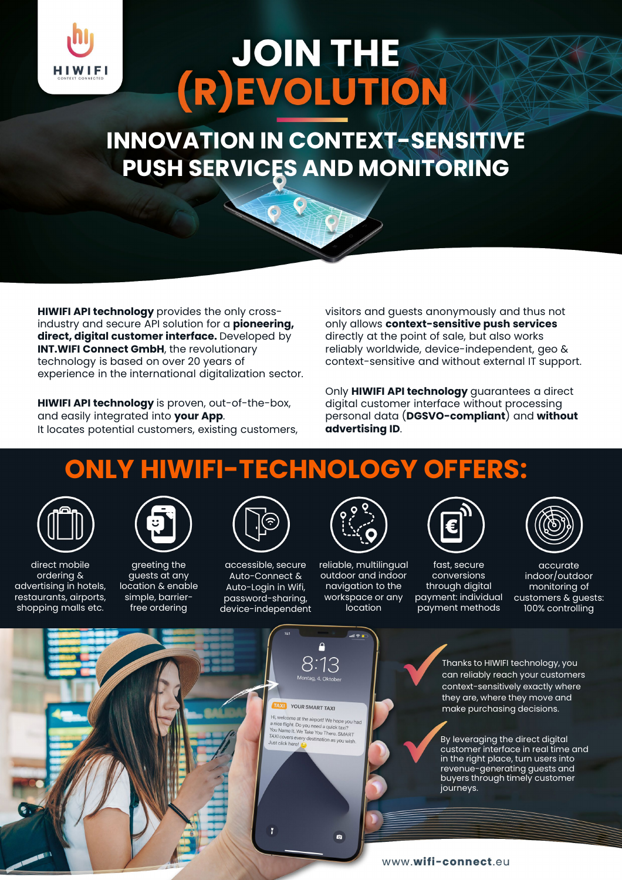HIWIFI
CONTEXT CONNECTED

# JOIN THE (R)EVOLUTION

## INNOVATION IN CONTEXT-SENSITIVE PUSH SERVICES AND MONITORING

**HIWIFI API technology** provides the only cross-industry and secure API solution for a **pioneering, direct, digital customer interface.** Developed by **INT.WIFI Connect GmbH**, the revolutionary technology is based on over 20 years of experience in the international digitalization sector.

**HIWIFI API technology** is proven, out-of-the-box, and easily integrated into **your App**.
It locates potential customers, existing customers, visitors and guests anonymously and thus not only allows **context-sensitive push services** directly at the point of sale, but also works reliably worldwide, device-independent, geo & context-sensitive and without external IT support.

Only **HIWIFI API technology** guarantees a direct digital customer interface without processing personal data (**DGSVO-compliant**) and **without advertising ID**.

## ONLY HIWIFI-TECHNOLOGY OFFERS:

- direct mobile ordering & advertising in hotels, restaurants, airports, shopping malls etc.
- greeting the guests at any location & enable simple, barrier-free ordering
- accessible, secure Auto-Connect & Auto-Login in Wifi, password-sharing, device-independent
- reliable, multilingual outdoor and indoor navigation to the workspace or any location
- fast, secure conversions through digital payment: individual payment methods
- accurate indoor/outdoor monitoring of customers & guests: 100% controlling

Thanks to HIWIFI technology, you can reliably reach your customers context-sensitively exactly where they are, where they move and make purchasing decisions.

By leveraging the direct digital customer interface in real time and in the right place, turn users into revenue-generating guests and buyers through timely customer journeys.

www.**wifi-connect**.eu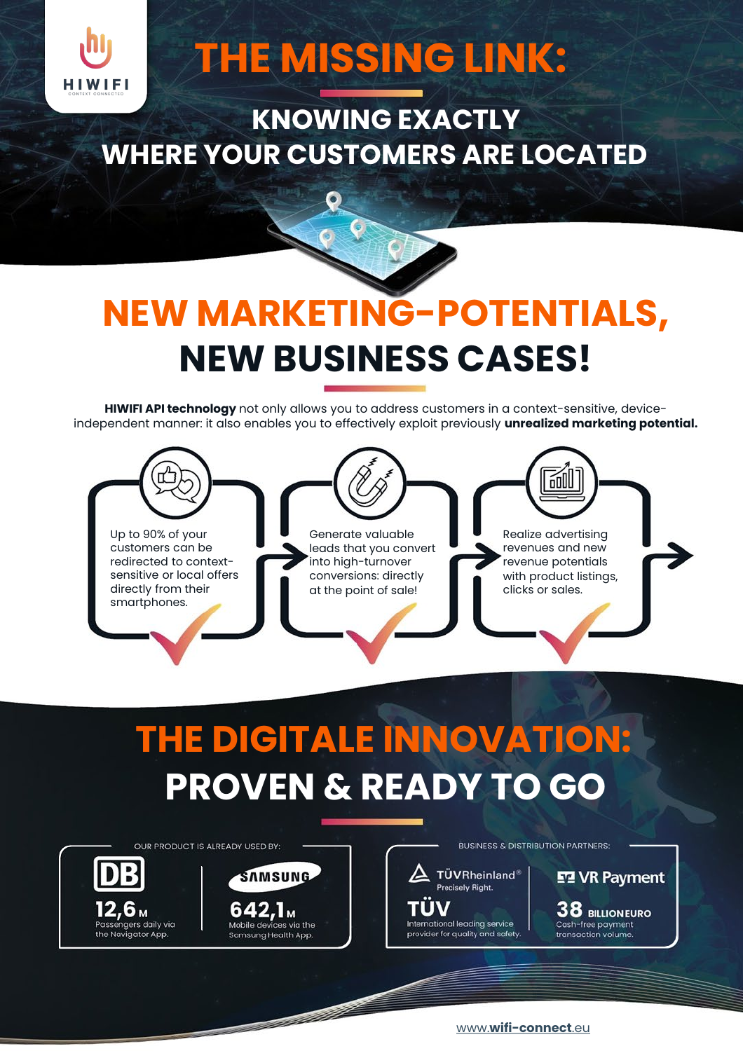HIWIFI
CONTEXT CONNECTED

# THE MISSING LINK:

## KNOWING EXACTLY WHERE YOUR CUSTOMERS ARE LOCATED

# NEW MARKETING-POTENTIALS, NEW BUSINESS CASES!

**HIWIFI API technology** not only allows you to address customers in a context-sensitive, device-independent manner: it also enables you to effectively exploit previously **unrealized marketing potential.**

- Up to 90% of your customers can be redirected to context-sensitive or local offers directly from their smartphones.
- Generate valuable leads that you convert into high-turnover conversions: directly at the point of sale!
- Realize advertising revenues and new revenue potentials with product listings, clicks or sales.

# THE DIGITALE INNOVATION: PROVEN & READY TO GO

OUR PRODUCT IS ALREADY USED BY:

DB
**12,6 M**
Passengers daily via the Navigator App.

SAMSUNG
**642,1 M**
Mobile devices via the Samsung Health App.

BUSINESS & DISTRIBUTION PARTNERS:

TÜVRheinland®
Precisely Right.
**TÜV**
International leading service provider for quality and safety.

VR Payment
**38 BILLION EURO**
Cash-free payment transaction volume.

www.wifi-connect.eu